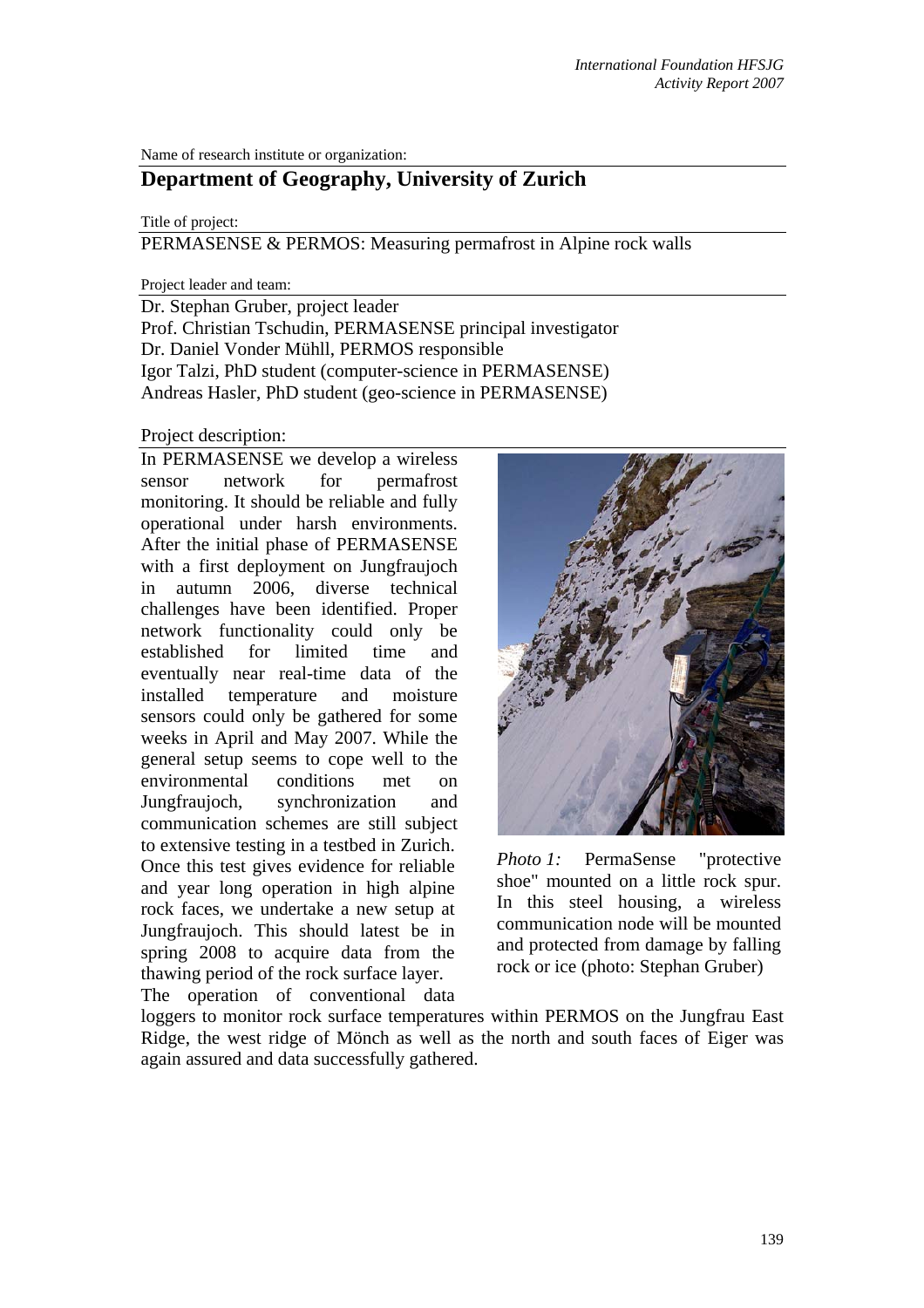Name of research institute or organization:

## Department of Geography, University of Zurich

Title of project:

PERMASENSE & PERMOS: Measuring permafrost in Alpine rock walls

Project leader and team:

Dr. Stephan Gruber, project leader
Prof. Christian Tschudin, PERMASENSE principal investigator
Dr. Daniel Vonder Mühll, PERMOS responsible
Igor Talzi, PhD student (computer-science in PERMASENSE)
Andreas Hasler, PhD student (geo-science in PERMASENSE)

Project description:

In PERMASENSE we develop a wireless sensor network for permafrost monitoring. It should be reliable and fully operational under harsh environments. After the initial phase of PERMASENSE with a first deployment on Jungfraujoch in autumn 2006, diverse technical challenges have been identified. Proper network functionality could only be established for limited time and eventually near real-time data of the installed temperature and moisture sensors could only be gathered for some weeks in April and May 2007. While the general setup seems to cope well to the environmental conditions met on Jungfraujoch, synchronization and communication schemes are still subject to extensive testing in a testbed in Zurich. Once this test gives evidence for reliable and year long operation in high alpine rock faces, we undertake a new setup at Jungfraujoch. This should latest be in spring 2008 to acquire data from the thawing period of the rock surface layer.

*Photo 1:* PermaSense "protective shoe" mounted on a little rock spur. In this steel housing, a wireless communication node will be mounted and protected from damage by falling rock or ice (photo: Stephan Gruber)

The operation of conventional data loggers to monitor rock surface temperatures within PERMOS on the Jungfrau East Ridge, the west ridge of Mönch as well as the north and south faces of Eiger was again assured and data successfully gathered.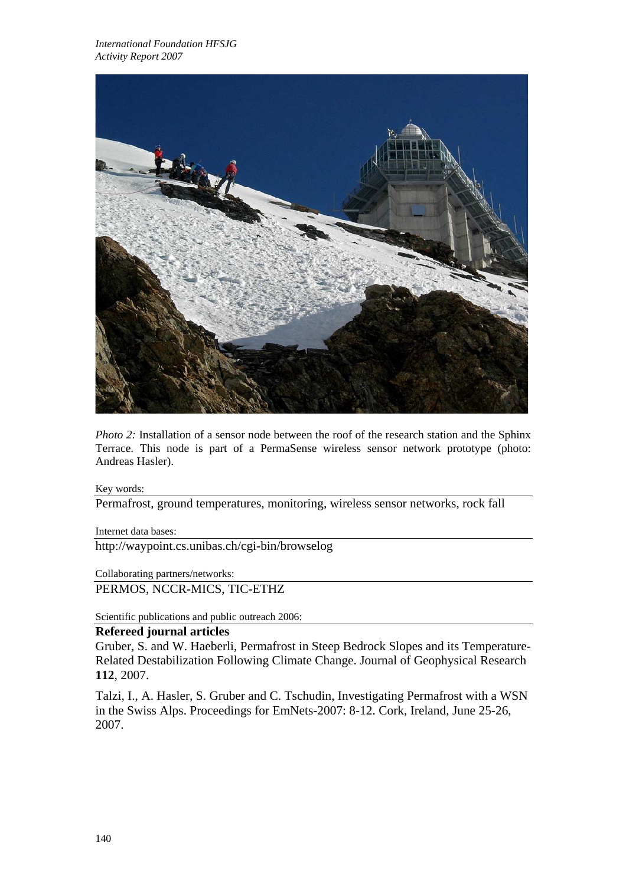*Photo 2:* Installation of a sensor node between the roof of the research station and the Sphinx Terrace. This node is part of a PermaSense wireless sensor network prototype (photo: Andreas Hasler).

Key words:

Permafrost, ground temperatures, monitoring, wireless sensor networks, rock fall

Internet data bases:

http://waypoint.cs.unibas.ch/cgi-bin/browselog

Collaborating partners/networks:

PERMOS, NCCR-MICS, TIC-ETHZ

Scientific publications and public outreach 2006:

**Refereed journal articles**

Gruber, S. and W. Haeberli, Permafrost in Steep Bedrock Slopes and its Temperature-Related Destabilization Following Climate Change. Journal of Geophysical Research **112**, 2007.

Talzi, I., A. Hasler, S. Gruber and C. Tschudin, Investigating Permafrost with a WSN in the Swiss Alps. Proceedings for EmNets-2007: 8-12. Cork, Ireland, June 25-26, 2007.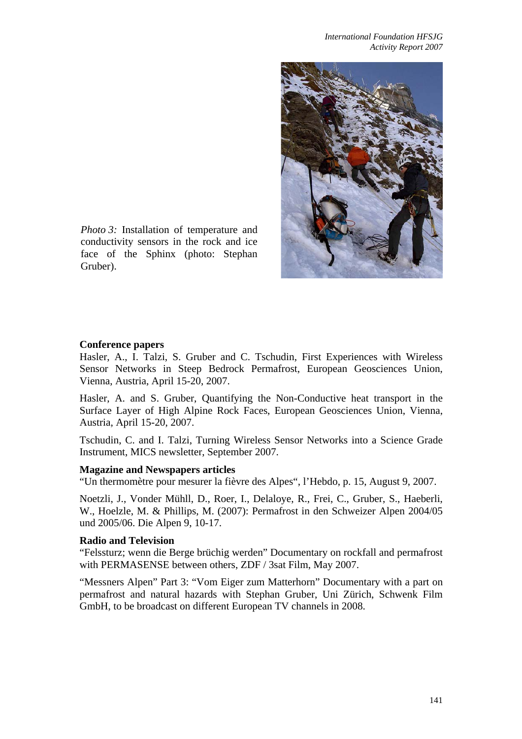*Photo 3:* Installation of temperature and conductivity sensors in the rock and ice face of the Sphinx (photo: Stephan Gruber).

**Conference papers**

Hasler, A., I. Talzi, S. Gruber and C. Tschudin, First Experiences with Wireless Sensor Networks in Steep Bedrock Permafrost, European Geosciences Union, Vienna, Austria, April 15-20, 2007.

Hasler, A. and S. Gruber, Quantifying the Non-Conductive heat transport in the Surface Layer of High Alpine Rock Faces, European Geosciences Union, Vienna, Austria, April 15-20, 2007.

Tschudin, C. and I. Talzi, Turning Wireless Sensor Networks into a Science Grade Instrument, MICS newsletter, September 2007.

**Magazine and Newspapers articles**

“Un thermomètre pour mesurer la fièvre des Alpes“, l’Hebdo, p. 15, August 9, 2007.

Noetzli, J., Vonder Mühll, D., Roer, I., Delaloye, R., Frei, C., Gruber, S., Haeberli, W., Hoelzle, M. & Phillips, M. (2007): Permafrost in den Schweizer Alpen 2004/05 und 2005/06. Die Alpen 9, 10-17.

**Radio and Television**

“Felssturz; wenn die Berge brüchig werden” Documentary on rockfall and permafrost with PERMASENSE between others, ZDF / 3sat Film, May 2007.

“Messners Alpen” Part 3: “Vom Eiger zum Matterhorn” Documentary with a part on permafrost and natural hazards with Stephan Gruber, Uni Zürich, Schwenk Film GmbH, to be broadcast on different European TV channels in 2008.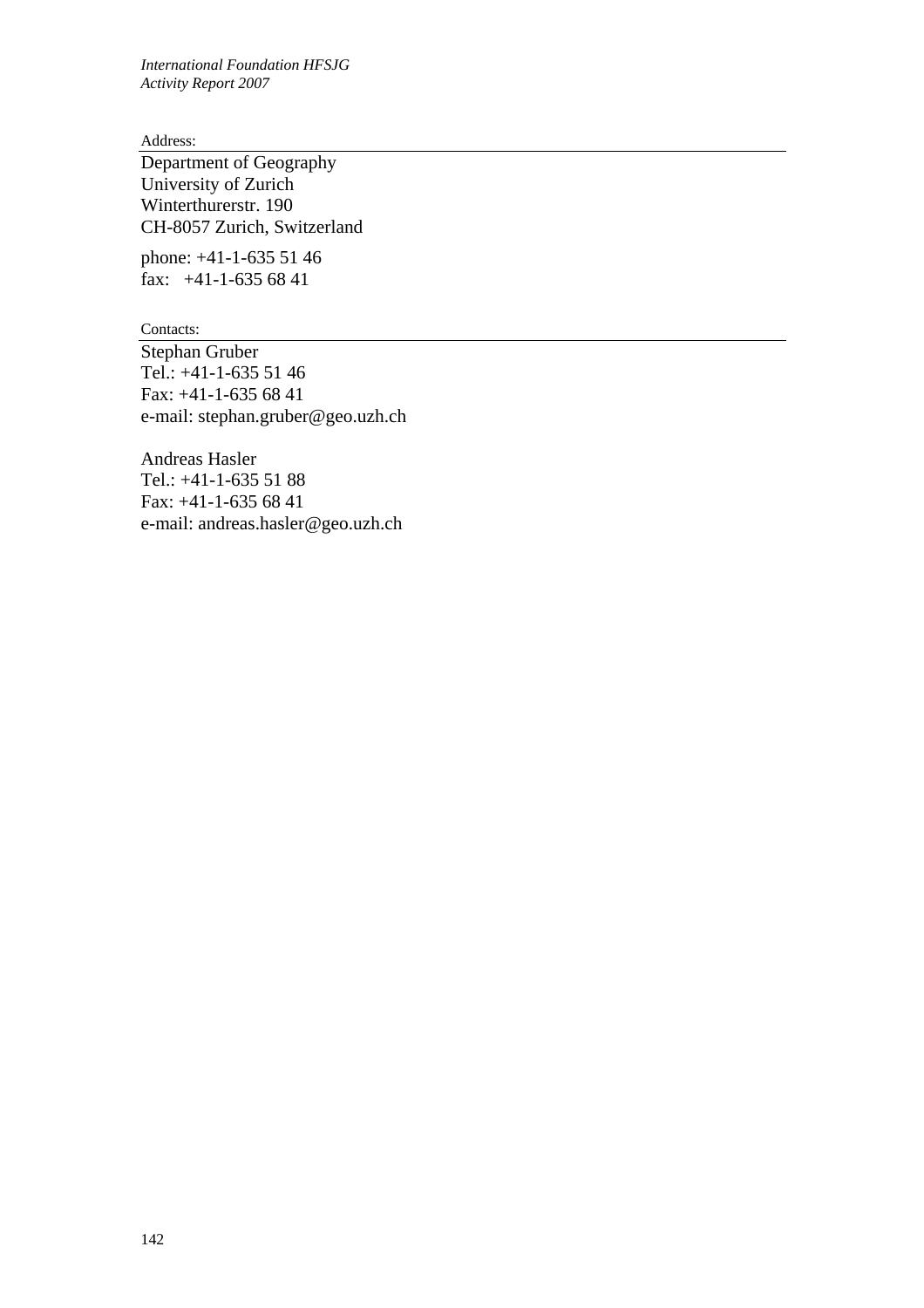Address:

Department of Geography
University of Zurich
Winterthurerstr. 190
CH-8057 Zurich, Switzerland

phone: +41-1-635 51 46
fax: +41-1-635 68 41

Contacts:

Stephan Gruber
Tel.: +41-1-635 51 46
Fax: +41-1-635 68 41
e-mail: stephan.gruber@geo.uzh.ch

Andreas Hasler
Tel.: +41-1-635 51 88
Fax: +41-1-635 68 41
e-mail: andreas.hasler@geo.uzh.ch